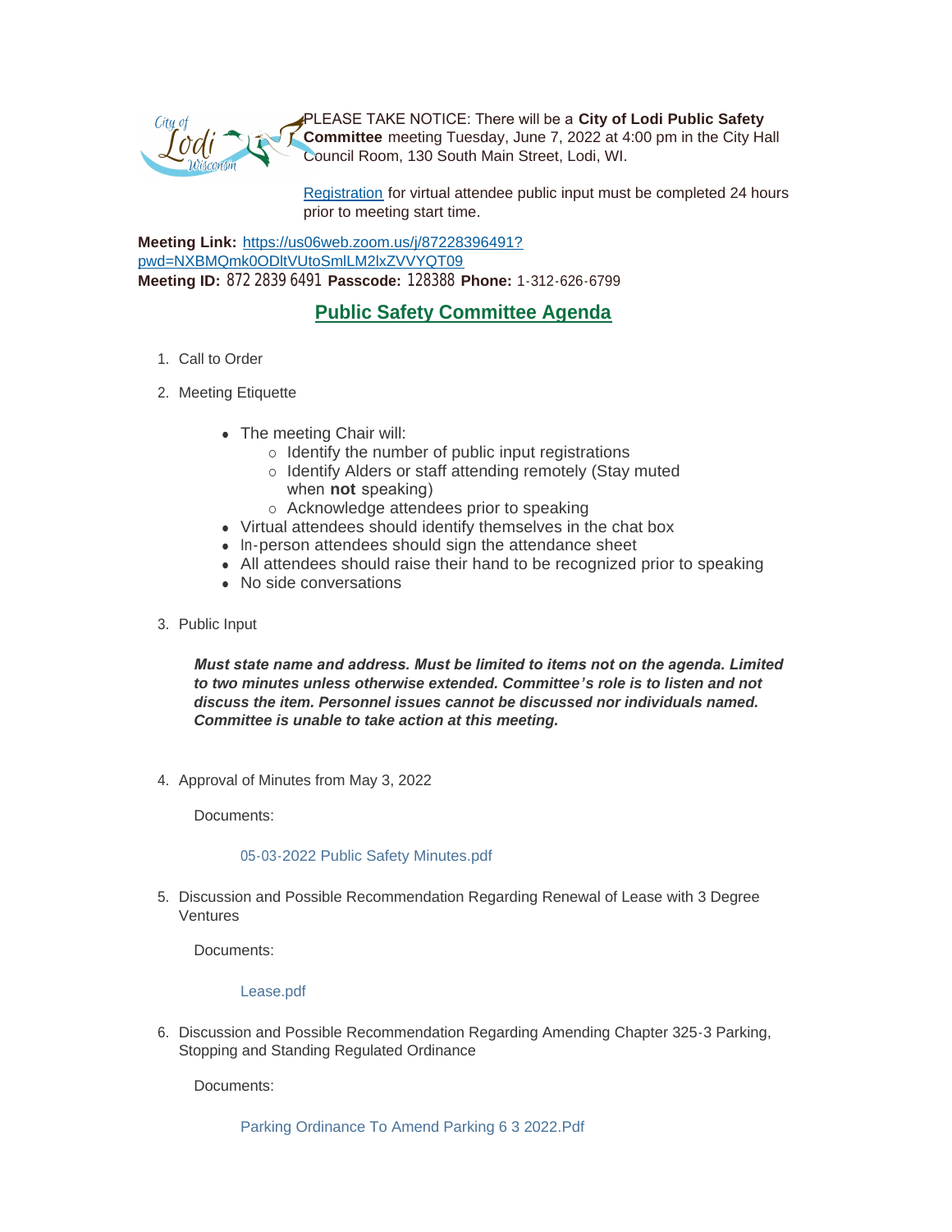PLEASE TAKE NOTICE: There will be a **City of Lodi Public Safety Committee** meeting Tuesday, June 7, 2022 at 4:00 pm in the City Hall Council Room, 130 South Main Street, Lodi, WI.

[Registration](#) for virtual attendee public input must be completed 24 hours prior to meeting start time.

**Meeting Link:** [https://us06web.zoom.us/j/87228396491?pwd=NXBMQmk0ODltVUtoSmlLM2lxZVVYQT09](https://us06web.zoom.us/j/87228396491?pwd=NXBMQmk0ODltVUtoSmlLM2lxZVVYQT09)
**Meeting ID:** 872 2839 6491 **Passcode:** 128388 **Phone:** 1-312-626-6799

## Public Safety Committee Agenda

1. Call to Order

2. Meeting Etiquette

   - The meeting Chair will:
     - Identify the number of public input registrations
     - Identify Alders or staff attending remotely (Stay muted when **not** speaking)
     - Acknowledge attendees prior to speaking
   - Virtual attendees should identify themselves in the chat box
   - In-person attendees should sign the attendance sheet
   - All attendees should raise their hand to be recognized prior to speaking
   - No side conversations

3. Public Input

   ***Must state name and address. Must be limited to items not on the agenda. Limited to two minutes unless otherwise extended. Committee's role is to listen and not discuss the item. Personnel issues cannot be discussed nor individuals named. Committee is unable to take action at this meeting.***

4. Approval of Minutes from May 3, 2022

   Documents:

   05-03-2022 Public Safety Minutes.pdf

5. Discussion and Possible Recommendation Regarding Renewal of Lease with 3 Degree Ventures

   Documents:

   Lease.pdf

6. Discussion and Possible Recommendation Regarding Amending Chapter 325-3 Parking, Stopping and Standing Regulated Ordinance

   Documents:

   Parking Ordinance To Amend Parking 6 3 2022.Pdf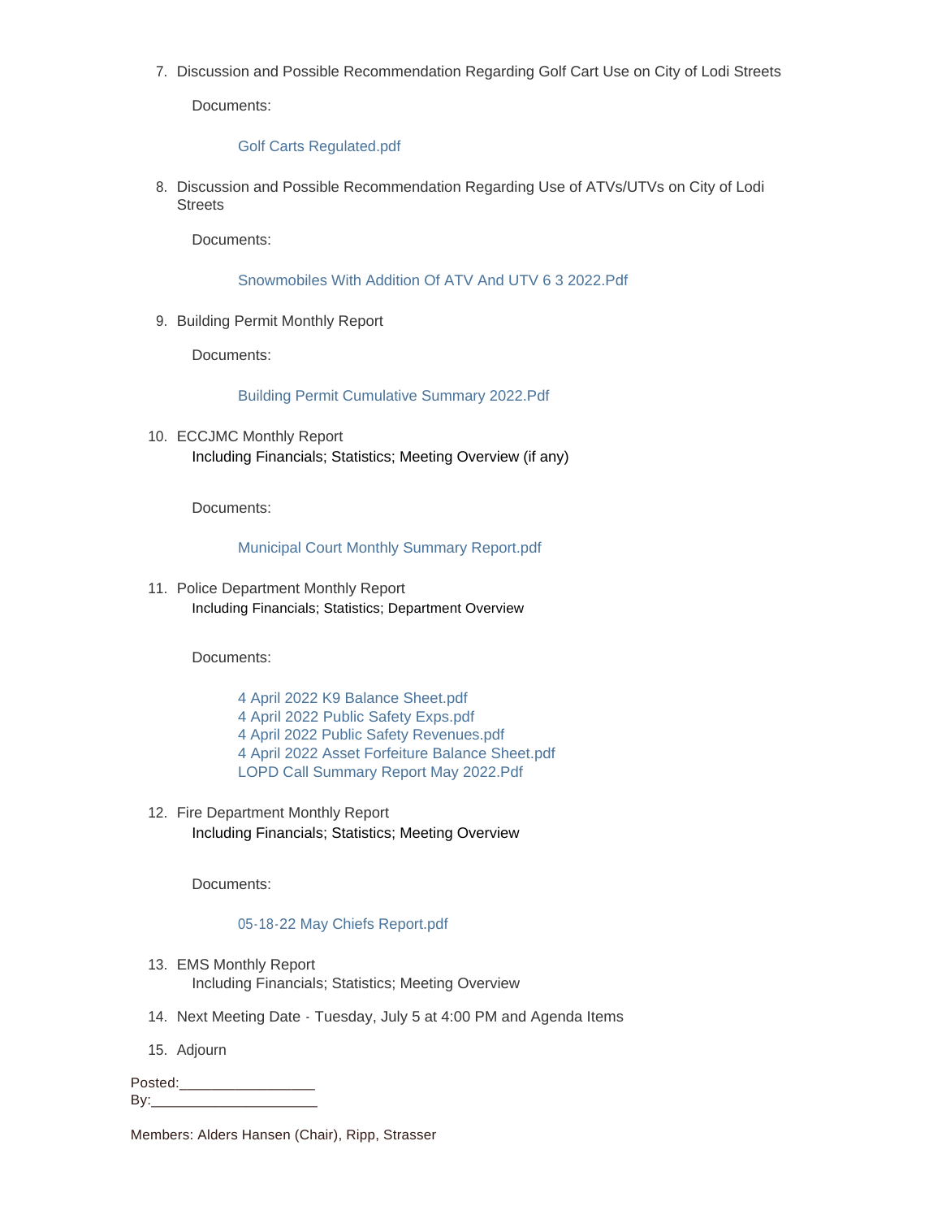7. Discussion and Possible Recommendation Regarding Golf Cart Use on City of Lodi Streets

   Documents:

   Golf Carts Regulated.pdf

8. Discussion and Possible Recommendation Regarding Use of ATVs/UTVs on City of Lodi Streets

   Documents:

   Snowmobiles With Addition Of ATV And UTV 6 3 2022.Pdf

9. Building Permit Monthly Report

   Documents:

   Building Permit Cumulative Summary 2022.Pdf

10. ECCJMC Monthly Report
    Including Financials; Statistics; Meeting Overview (if any)

    Documents:

    Municipal Court Monthly Summary Report.pdf

11. Police Department Monthly Report
    Including Financials; Statistics; Department Overview

    Documents:

    4 April 2022 K9 Balance Sheet.pdf
    4 April 2022 Public Safety Exps.pdf
    4 April 2022 Public Safety Revenues.pdf
    4 April 2022 Asset Forfeiture Balance Sheet.pdf
    LOPD Call Summary Report May 2022.Pdf

12. Fire Department Monthly Report
    Including Financials; Statistics; Meeting Overview

    Documents:

    05-18-22 May Chiefs Report.pdf

13. EMS Monthly Report
    Including Financials; Statistics; Meeting Overview

14. Next Meeting Date - Tuesday, July 5 at 4:00 PM and Agenda Items

15. Adjourn

Posted:_________________
By:_____________________

Members: Alders Hansen (Chair), Ripp, Strasser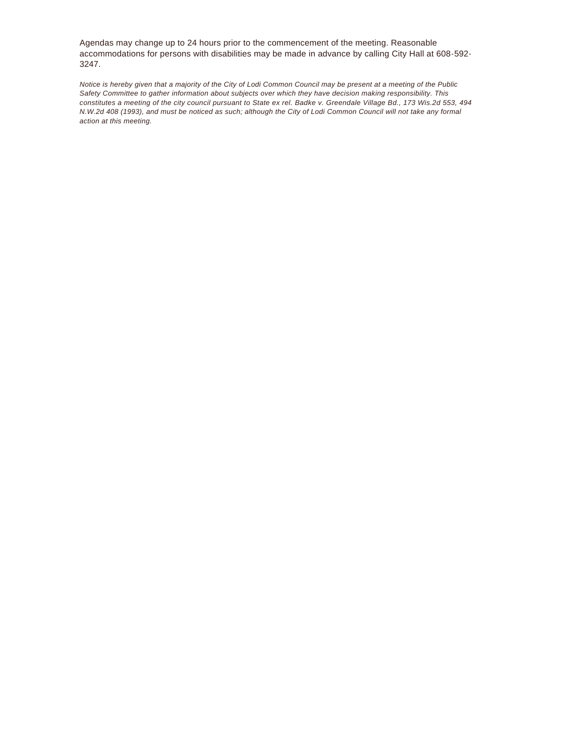Agendas may change up to 24 hours prior to the commencement of the meeting. Reasonable accommodations for persons with disabilities may be made in advance by calling City Hall at 608-592-3247.

*Notice is hereby given that a majority of the City of Lodi Common Council may be present at a meeting of the Public Safety Committee to gather information about subjects over which they have decision making responsibility. This constitutes a meeting of the city council pursuant to State ex rel. Badke v. Greendale Village Bd., 173 Wis.2d 553, 494 N.W.2d 408 (1993), and must be noticed as such; although the City of Lodi Common Council will not take any formal action at this meeting.*